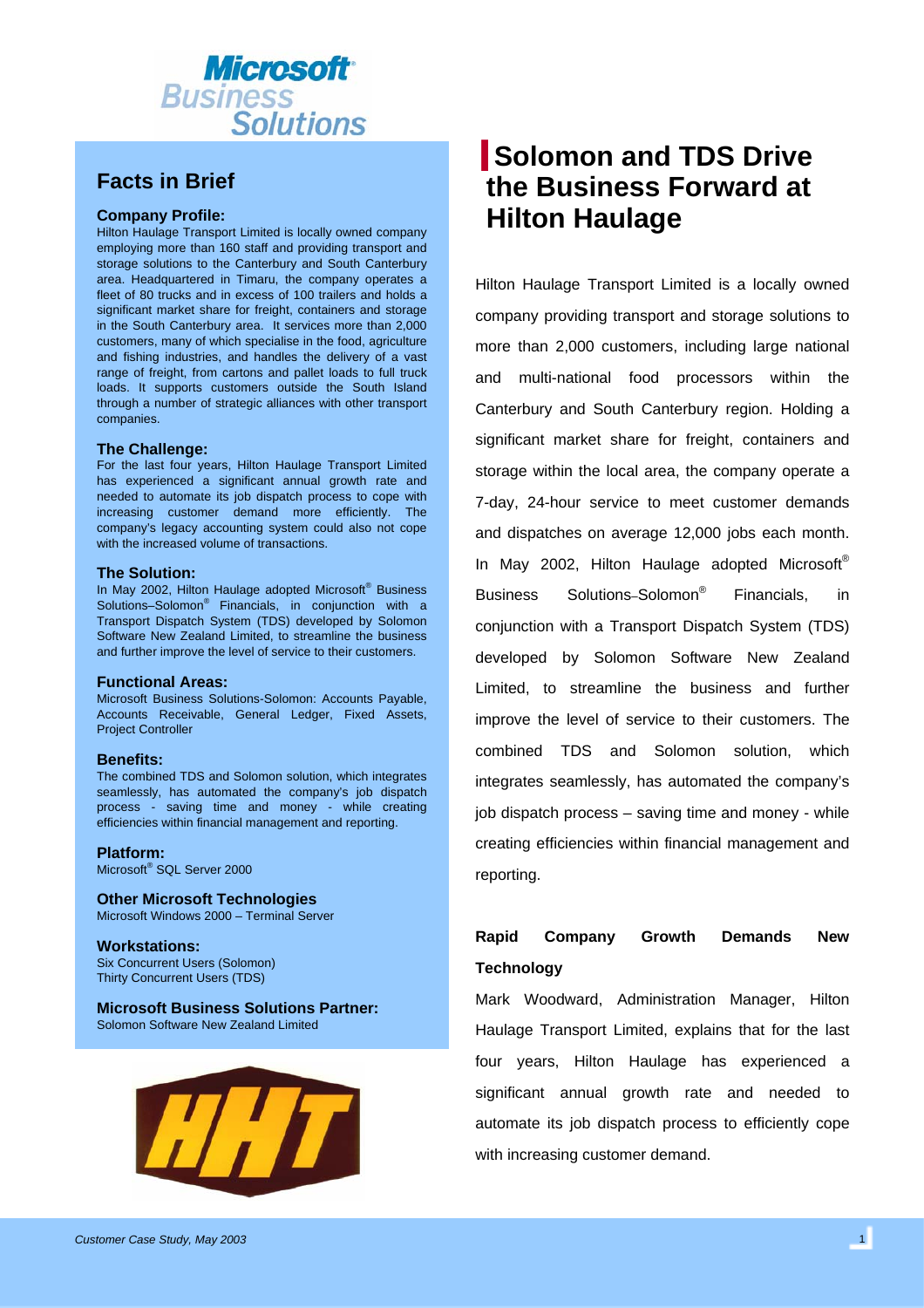# Solomon and TDS Drive the Business Forward at Hilton Haulage

## Facts in Brief

**Company Profile:**
Hilton Haulage Transport Limited is locally owned company employing more than 160 staff and providing transport and storage solutions to the Canterbury and South Canterbury area. Headquartered in Timaru, the company operates a fleet of 80 trucks and in excess of 100 trailers and holds a significant market share for freight, containers and storage in the South Canterbury area. It services more than 2,000 customers, many of which specialise in the food, agriculture and fishing industries, and handles the delivery of a vast range of freight, from cartons and pallet loads to full truck loads. It supports customers outside the South Island through a number of strategic alliances with other transport companies.

**The Challenge:**
For the last four years, Hilton Haulage Transport Limited has experienced a significant annual growth rate and needed to automate its job dispatch process to cope with increasing customer demand more efficiently. The company's legacy accounting system could also not cope with the increased volume of transactions.

**The Solution:**
In May 2002, Hilton Haulage adopted Microsoft® Business Solutions–Solomon® Financials, in conjunction with a Transport Dispatch System (TDS) developed by Solomon Software New Zealand Limited, to streamline the business and further improve the level of service to their customers.

**Functional Areas:**
Microsoft Business Solutions-Solomon: Accounts Payable, Accounts Receivable, General Ledger, Fixed Assets, Project Controller

**Benefits:**
The combined TDS and Solomon solution, which integrates seamlessly, has automated the company's job dispatch process - saving time and money - while creating efficiencies within financial management and reporting.

**Platform:**
Microsoft® SQL Server 2000

**Other Microsoft Technologies**
Microsoft Windows 2000 – Terminal Server

**Workstations:**
Six Concurrent Users (Solomon)
Thirty Concurrent Users (TDS)

**Microsoft Business Solutions Partner:**
Solomon Software New Zealand Limited

---

Hilton Haulage Transport Limited is a locally owned company providing transport and storage solutions to more than 2,000 customers, including large national and multi-national food processors within the Canterbury and South Canterbury region. Holding a significant market share for freight, containers and storage within the local area, the company operate a 7-day, 24-hour service to meet customer demands and dispatches on average 12,000 jobs each month. In May 2002, Hilton Haulage adopted Microsoft® Business Solutions–Solomon® Financials, in conjunction with a Transport Dispatch System (TDS) developed by Solomon Software New Zealand Limited, to streamline the business and further improve the level of service to their customers. The combined TDS and Solomon solution, which integrates seamlessly, has automated the company's job dispatch process – saving time and money - while creating efficiencies within financial management and reporting.

### Rapid Company Growth Demands New Technology

Mark Woodward, Administration Manager, Hilton Haulage Transport Limited, explains that for the last four years, Hilton Haulage has experienced a significant annual growth rate and needed to automate its job dispatch process to efficiently cope with increasing customer demand.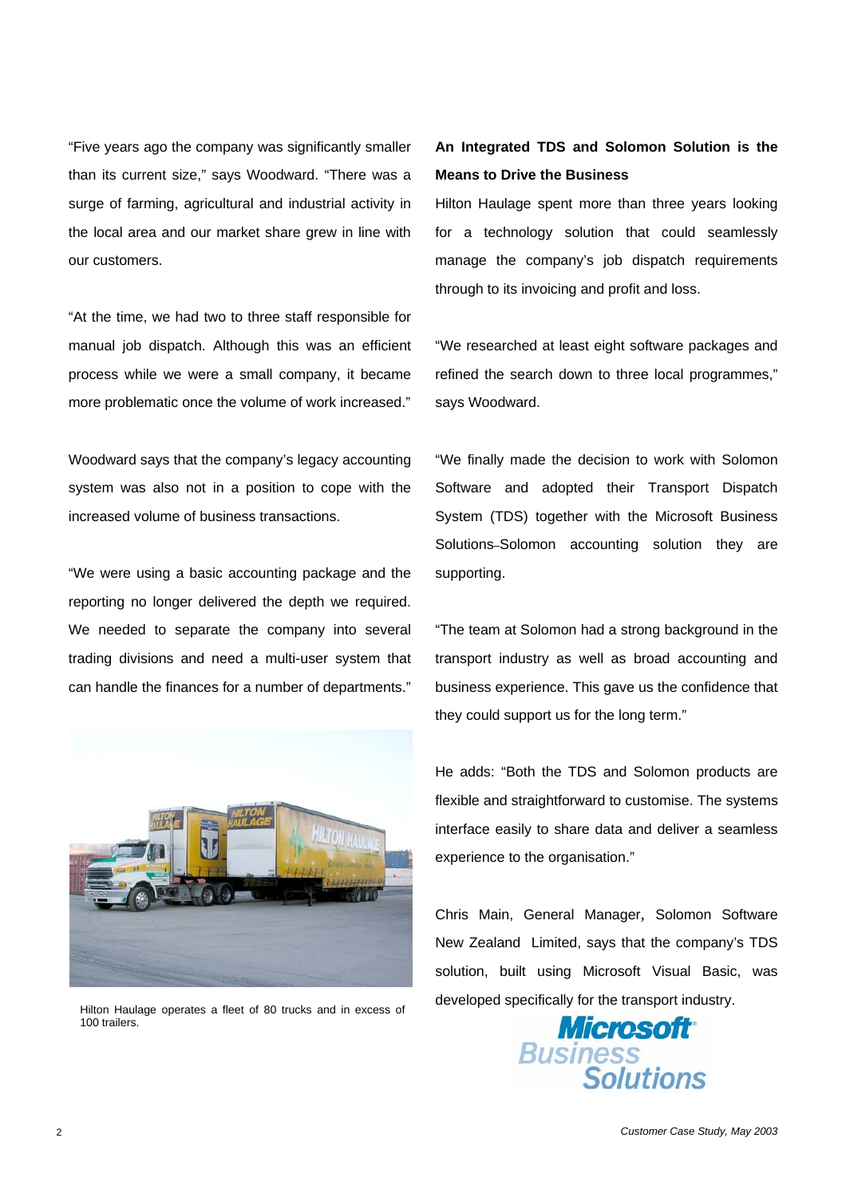"Five years ago the company was significantly smaller than its current size," says Woodward. "There was a surge of farming, agricultural and industrial activity in the local area and our market share grew in line with our customers.

"At the time, we had two to three staff responsible for manual job dispatch. Although this was an efficient process while we were a small company, it became more problematic once the volume of work increased."

Woodward says that the company's legacy accounting system was also not in a position to cope with the increased volume of business transactions.

"We were using a basic accounting package and the reporting no longer delivered the depth we required. We needed to separate the company into several trading divisions and need a multi-user system that can handle the finances for a number of departments."

Hilton Haulage operates a fleet of 80 trucks and in excess of 100 trailers.

**An Integrated TDS and Solomon Solution is the Means to Drive the Business**

Hilton Haulage spent more than three years looking for a technology solution that could seamlessly manage the company's job dispatch requirements through to its invoicing and profit and loss.

"We researched at least eight software packages and refined the search down to three local programmes," says Woodward.

"We finally made the decision to work with Solomon Software and adopted their Transport Dispatch System (TDS) together with the Microsoft Business Solutions–Solomon accounting solution they are supporting.

"The team at Solomon had a strong background in the transport industry as well as broad accounting and business experience. This gave us the confidence that they could support us for the long term."

He adds: "Both the TDS and Solomon products are flexible and straightforward to customise. The systems interface easily to share data and deliver a seamless experience to the organisation."

Chris Main, General Manager, Solomon Software New Zealand Limited, says that the company's TDS solution, built using Microsoft Visual Basic, was developed specifically for the transport industry.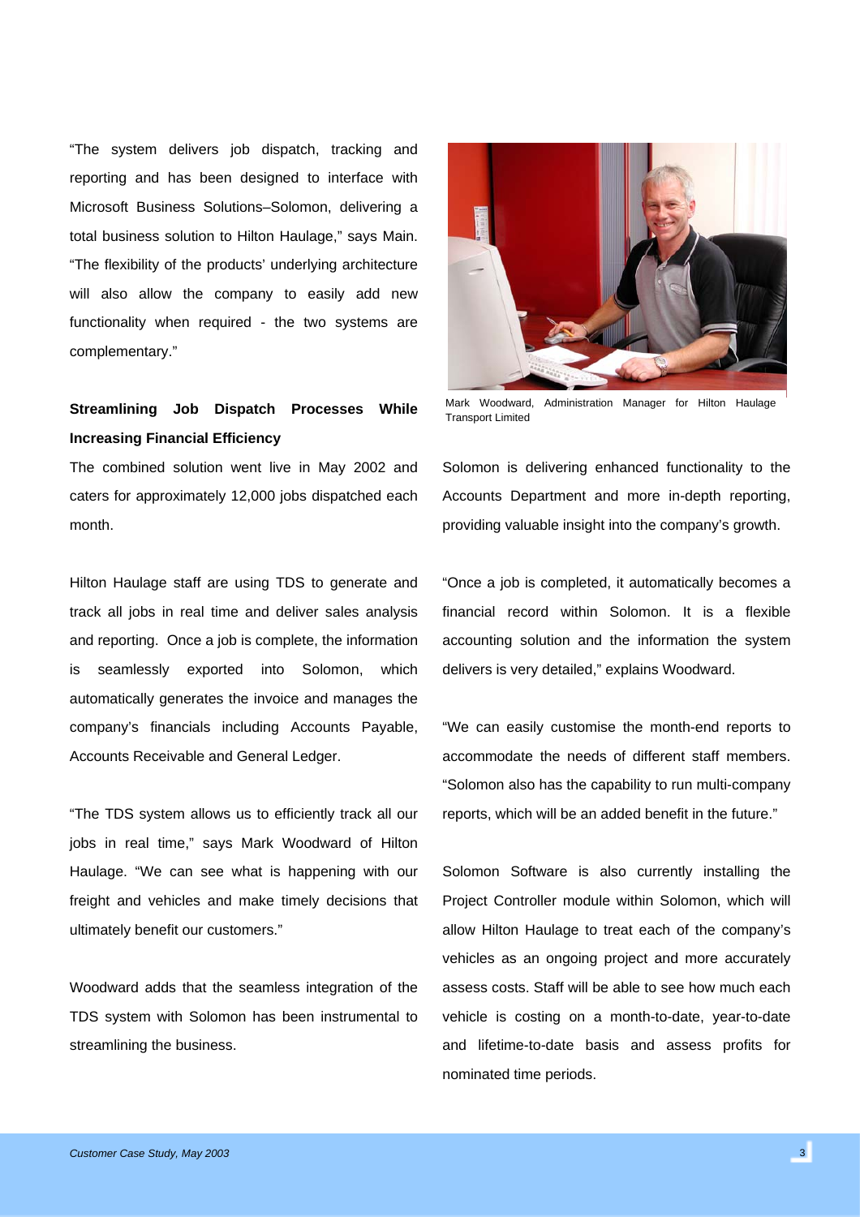"The system delivers job dispatch, tracking and reporting and has been designed to interface with Microsoft Business Solutions–Solomon, delivering a total business solution to Hilton Haulage," says Main. "The flexibility of the products' underlying architecture will also allow the company to easily add new functionality when required - the two systems are complementary."

**Streamlining Job Dispatch Processes While Increasing Financial Efficiency**

The combined solution went live in May 2002 and caters for approximately 12,000 jobs dispatched each month.

Hilton Haulage staff are using TDS to generate and track all jobs in real time and deliver sales analysis and reporting. Once a job is complete, the information is seamlessly exported into Solomon, which automatically generates the invoice and manages the company's financials including Accounts Payable, Accounts Receivable and General Ledger.

"The TDS system allows us to efficiently track all our jobs in real time," says Mark Woodward of Hilton Haulage. "We can see what is happening with our freight and vehicles and make timely decisions that ultimately benefit our customers."

Woodward adds that the seamless integration of the TDS system with Solomon has been instrumental to streamlining the business.

Mark Woodward, Administration Manager for Hilton Haulage Transport Limited

Solomon is delivering enhanced functionality to the Accounts Department and more in-depth reporting, providing valuable insight into the company's growth.

"Once a job is completed, it automatically becomes a financial record within Solomon. It is a flexible accounting solution and the information the system delivers is very detailed," explains Woodward.

"We can easily customise the month-end reports to accommodate the needs of different staff members. "Solomon also has the capability to run multi-company reports, which will be an added benefit in the future."

Solomon Software is also currently installing the Project Controller module within Solomon, which will allow Hilton Haulage to treat each of the company's vehicles as an ongoing project and more accurately assess costs. Staff will be able to see how much each vehicle is costing on a month-to-date, year-to-date and lifetime-to-date basis and assess profits for nominated time periods.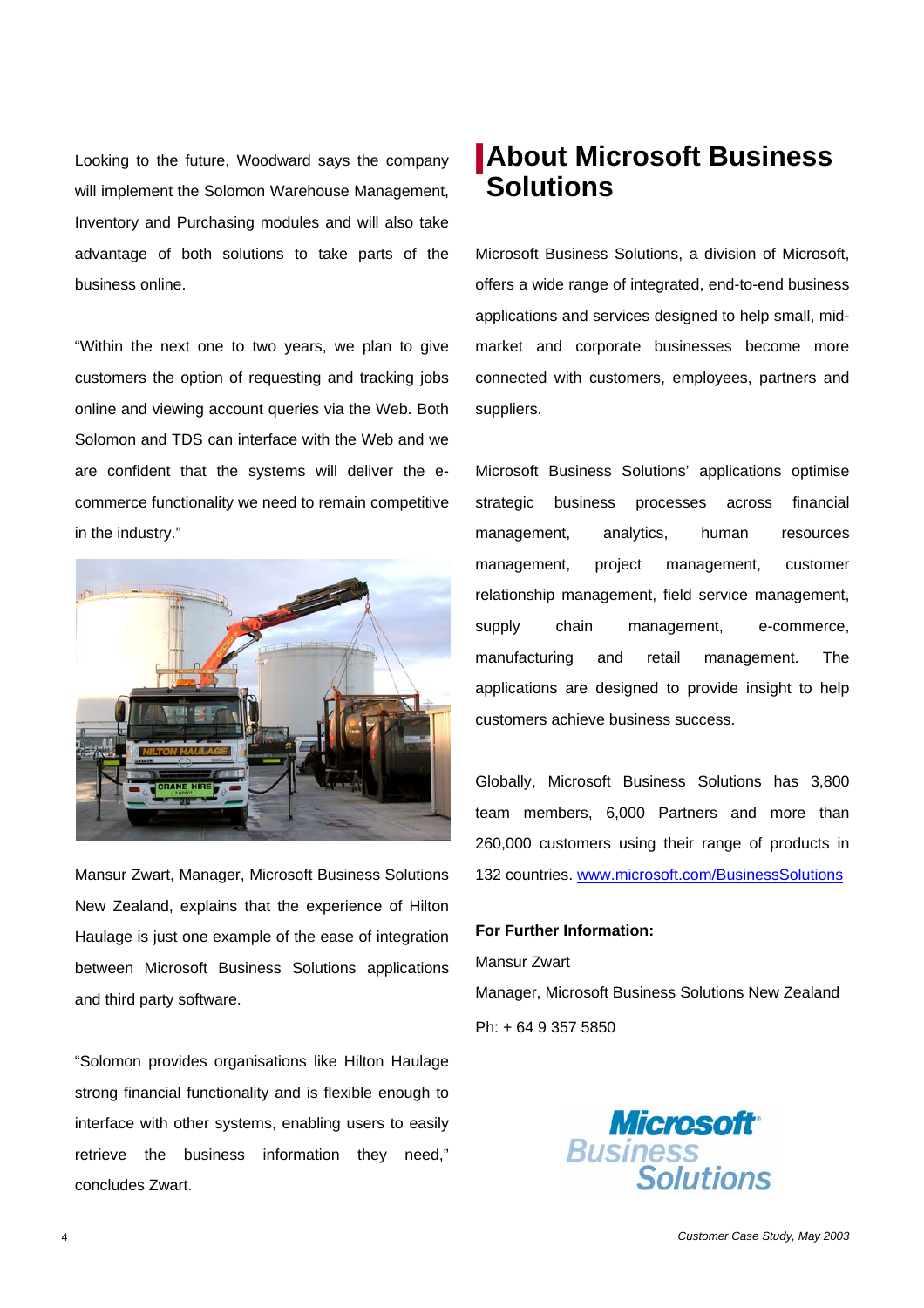Looking to the future, Woodward says the company will implement the Solomon Warehouse Management, Inventory and Purchasing modules and will also take advantage of both solutions to take parts of the business online.

"Within the next one to two years, we plan to give customers the option of requesting and tracking jobs online and viewing account queries via the Web. Both Solomon and TDS can interface with the Web and we are confident that the systems will deliver the e-commerce functionality we need to remain competitive in the industry."

Mansur Zwart, Manager, Microsoft Business Solutions New Zealand, explains that the experience of Hilton Haulage is just one example of the ease of integration between Microsoft Business Solutions applications and third party software.

"Solomon provides organisations like Hilton Haulage strong financial functionality and is flexible enough to interface with other systems, enabling users to easily retrieve the business information they need," concludes Zwart.

## About Microsoft Business Solutions

Microsoft Business Solutions, a division of Microsoft, offers a wide range of integrated, end-to-end business applications and services designed to help small, mid-market and corporate businesses become more connected with customers, employees, partners and suppliers.

Microsoft Business Solutions' applications optimise strategic business processes across financial management, analytics, human resources management, project management, customer relationship management, field service management, supply chain management, e-commerce, manufacturing and retail management. The applications are designed to provide insight to help customers achieve business success.

Globally, Microsoft Business Solutions has 3,800 team members, 6,000 Partners and more than 260,000 customers using their range of products in 132 countries. www.microsoft.com/BusinessSolutions

**For Further Information:**

Mansur Zwart

Manager, Microsoft Business Solutions New Zealand

Ph: + 64 9 357 5850

Microsoft Business Solutions

*Customer Case Study, May 2003*